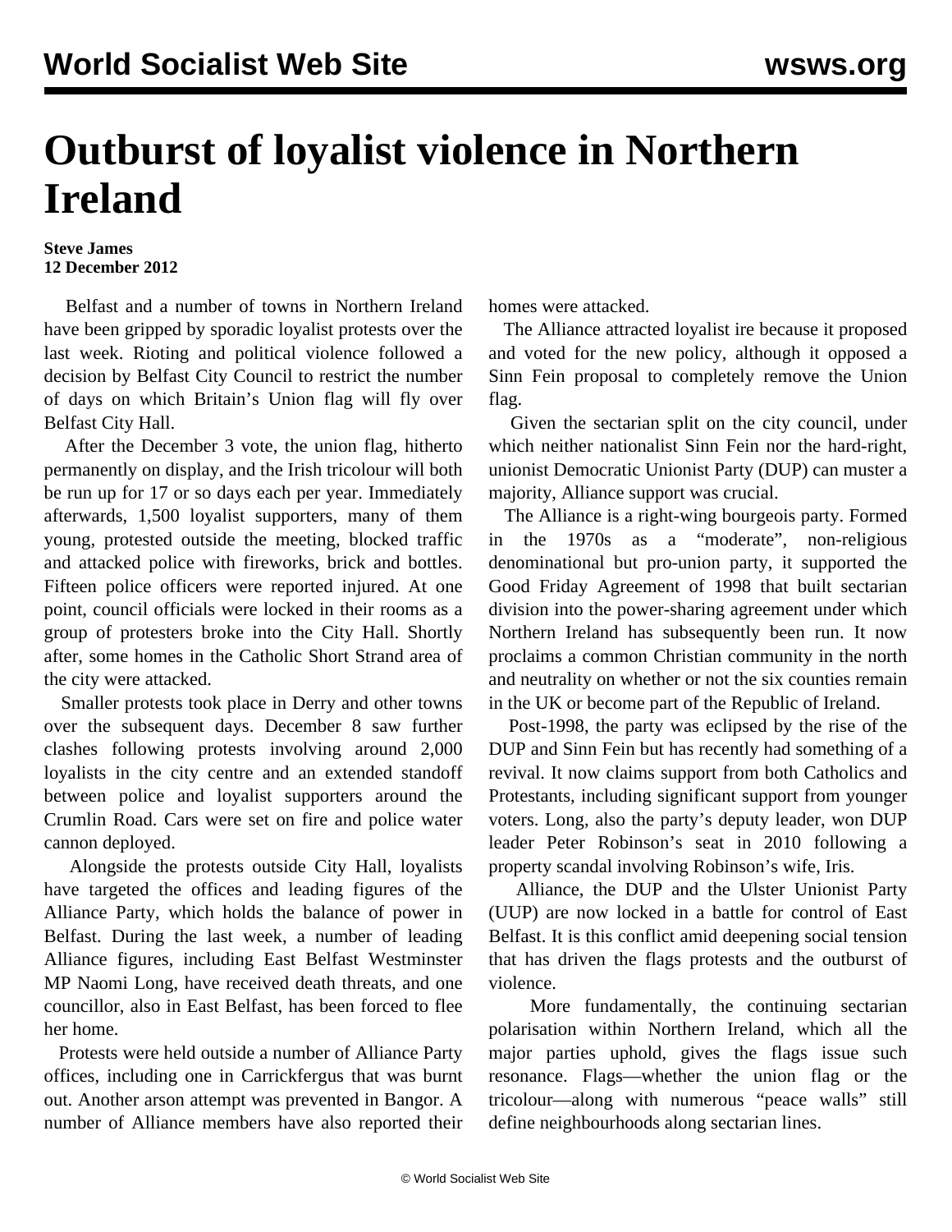# Outburst of loyalist violence in Northern Ireland

**Steve James**
**12 December 2012**

Belfast and a number of towns in Northern Ireland have been gripped by sporadic loyalist protests over the last week. Rioting and political violence followed a decision by Belfast City Council to restrict the number of days on which Britain's Union flag will fly over Belfast City Hall.

After the December 3 vote, the union flag, hitherto permanently on display, and the Irish tricolour will both be run up for 17 or so days each per year. Immediately afterwards, 1,500 loyalist supporters, many of them young, protested outside the meeting, blocked traffic and attacked police with fireworks, brick and bottles. Fifteen police officers were reported injured. At one point, council officials were locked in their rooms as a group of protesters broke into the City Hall. Shortly after, some homes in the Catholic Short Strand area of the city were attacked.

Smaller protests took place in Derry and other towns over the subsequent days. December 8 saw further clashes following protests involving around 2,000 loyalists in the city centre and an extended standoff between police and loyalist supporters around the Crumlin Road. Cars were set on fire and police water cannon deployed.

Alongside the protests outside City Hall, loyalists have targeted the offices and leading figures of the Alliance Party, which holds the balance of power in Belfast. During the last week, a number of leading Alliance figures, including East Belfast Westminster MP Naomi Long, have received death threats, and one councillor, also in East Belfast, has been forced to flee her home.

Protests were held outside a number of Alliance Party offices, including one in Carrickfergus that was burnt out. Another arson attempt was prevented in Bangor. A number of Alliance members have also reported their homes were attacked.

The Alliance attracted loyalist ire because it proposed and voted for the new policy, although it opposed a Sinn Fein proposal to completely remove the Union flag.

Given the sectarian split on the city council, under which neither nationalist Sinn Fein nor the hard-right, unionist Democratic Unionist Party (DUP) can muster a majority, Alliance support was crucial.

The Alliance is a right-wing bourgeois party. Formed in the 1970s as a "moderate", non-religious denominational but pro-union party, it supported the Good Friday Agreement of 1998 that built sectarian division into the power-sharing agreement under which Northern Ireland has subsequently been run. It now proclaims a common Christian community in the north and neutrality on whether or not the six counties remain in the UK or become part of the Republic of Ireland.

Post-1998, the party was eclipsed by the rise of the DUP and Sinn Fein but has recently had something of a revival. It now claims support from both Catholics and Protestants, including significant support from younger voters. Long, also the party's deputy leader, won DUP leader Peter Robinson's seat in 2010 following a property scandal involving Robinson's wife, Iris.

Alliance, the DUP and the Ulster Unionist Party (UUP) are now locked in a battle for control of East Belfast. It is this conflict amid deepening social tension that has driven the flags protests and the outburst of violence.

More fundamentally, the continuing sectarian polarisation within Northern Ireland, which all the major parties uphold, gives the flags issue such resonance. Flags—whether the union flag or the tricolour—along with numerous "peace walls" still define neighbourhoods along sectarian lines.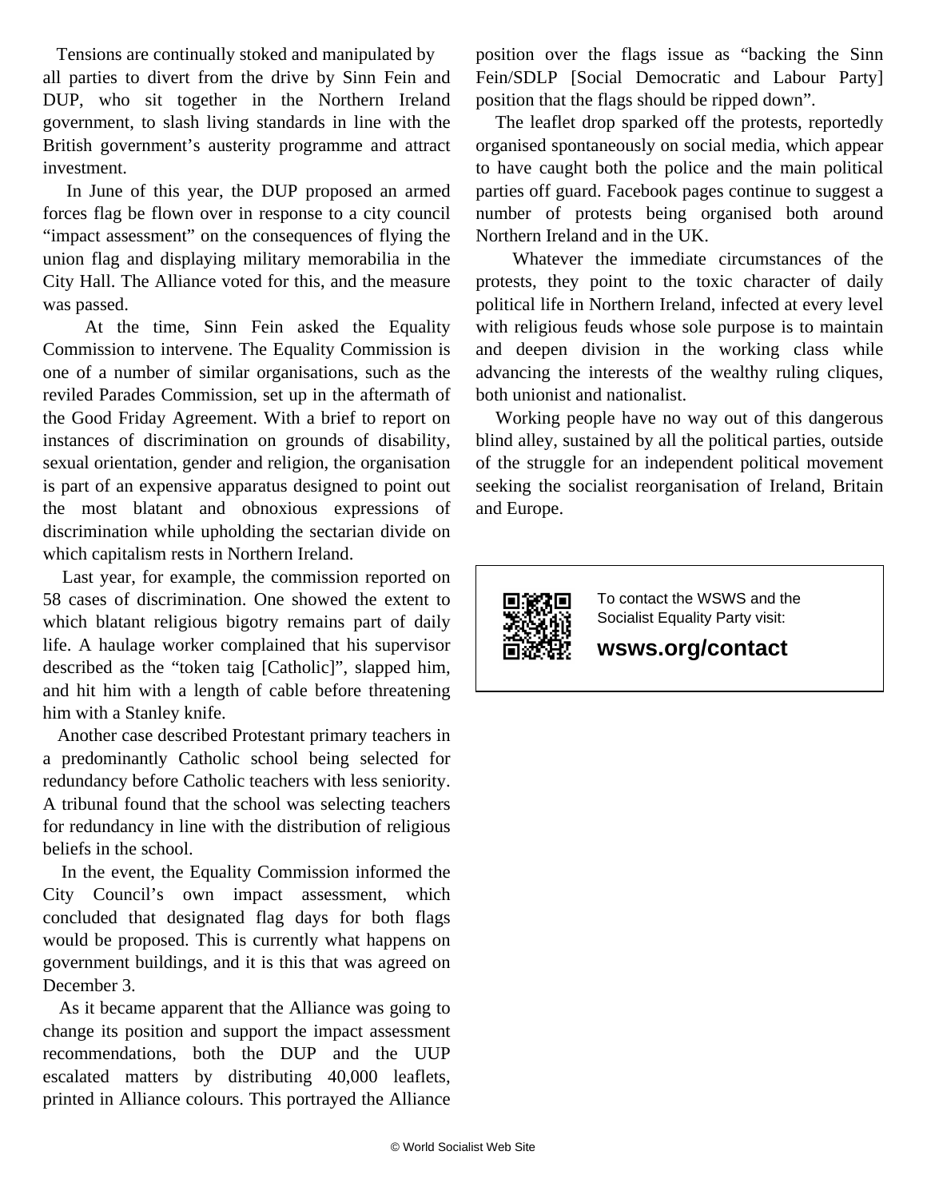Tensions are continually stoked and manipulated by all parties to divert from the drive by Sinn Fein and DUP, who sit together in the Northern Ireland government, to slash living standards in line with the British government's austerity programme and attract investment.

In June of this year, the DUP proposed an armed forces flag be flown over in response to a city council "impact assessment" on the consequences of flying the union flag and displaying military memorabilia in the City Hall. The Alliance voted for this, and the measure was passed.

At the time, Sinn Fein asked the Equality Commission to intervene. The Equality Commission is one of a number of similar organisations, such as the reviled Parades Commission, set up in the aftermath of the Good Friday Agreement. With a brief to report on instances of discrimination on grounds of disability, sexual orientation, gender and religion, the organisation is part of an expensive apparatus designed to point out the most blatant and obnoxious expressions of discrimination while upholding the sectarian divide on which capitalism rests in Northern Ireland.

Last year, for example, the commission reported on 58 cases of discrimination. One showed the extent to which blatant religious bigotry remains part of daily life. A haulage worker complained that his supervisor described as the "token taig [Catholic]", slapped him, and hit him with a length of cable before threatening him with a Stanley knife.

Another case described Protestant primary teachers in a predominantly Catholic school being selected for redundancy before Catholic teachers with less seniority. A tribunal found that the school was selecting teachers for redundancy in line with the distribution of religious beliefs in the school.

In the event, the Equality Commission informed the City Council's own impact assessment, which concluded that designated flag days for both flags would be proposed. This is currently what happens on government buildings, and it is this that was agreed on December 3.

As it became apparent that the Alliance was going to change its position and support the impact assessment recommendations, both the DUP and the UUP escalated matters by distributing 40,000 leaflets, printed in Alliance colours. This portrayed the Alliance position over the flags issue as "backing the Sinn Fein/SDLP [Social Democratic and Labour Party] position that the flags should be ripped down".

The leaflet drop sparked off the protests, reportedly organised spontaneously on social media, which appear to have caught both the police and the main political parties off guard. Facebook pages continue to suggest a number of protests being organised both around Northern Ireland and in the UK.

Whatever the immediate circumstances of the protests, they point to the toxic character of daily political life in Northern Ireland, infected at every level with religious feuds whose sole purpose is to maintain and deepen division in the working class while advancing the interests of the wealthy ruling cliques, both unionist and nationalist.

Working people have no way out of this dangerous blind alley, sustained by all the political parties, outside of the struggle for an independent political movement seeking the socialist reorganisation of Ireland, Britain and Europe.

To contact the WSWS and the Socialist Equality Party visit:

**wsws.org/contact**